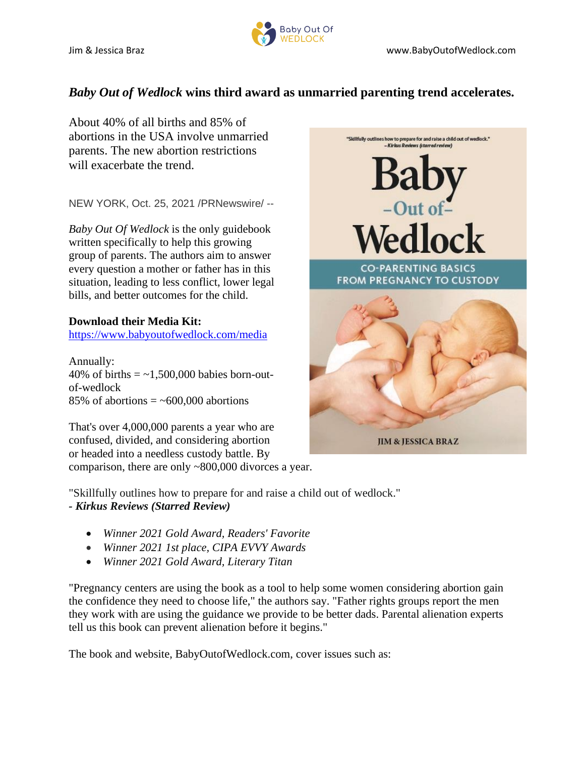Jim & Jessica Braz

www.BabyOutofWedlock.com

# *Baby Out of Wedlock* wins third award as unmarried parenting trend accelerates.

About 40% of all births and 85% of abortions in the USA involve unmarried parents. The new abortion restrictions will exacerbate the trend.

NEW YORK, Oct. 25, 2021 /PRNewswire/ --

*Baby Out Of Wedlock* is the only guidebook written specifically to help this growing group of parents. The authors aim to answer every question a mother or father has in this situation, leading to less conflict, lower legal bills, and better outcomes for the child.

**Download their Media Kit:**
https://www.babyoutofwedlock.com/media

Annually:
40% of births = ~1,500,000 babies born-out-of-wedlock
85% of abortions = ~600,000 abortions

That's over 4,000,000 parents a year who are confused, divided, and considering abortion or headed into a needless custody battle. By comparison, there are only ~800,000 divorces a year.

"Skillfully outlines how to prepare for and raise a child out of wedlock."
***- Kirkus Reviews (Starred Review)***

- *Winner 2021 Gold Award, Readers' Favorite*
- *Winner 2021 1st place, CIPA EVVY Awards*
- *Winner 2021 Gold Award, Literary Titan*

"Pregnancy centers are using the book as a tool to help some women considering abortion gain the confidence they need to choose life," the authors say. "Father rights groups report the men they work with are using the guidance we provide to be better dads. Parental alienation experts tell us this book can prevent alienation before it begins."

The book and website, BabyOutofWedlock.com, cover issues such as: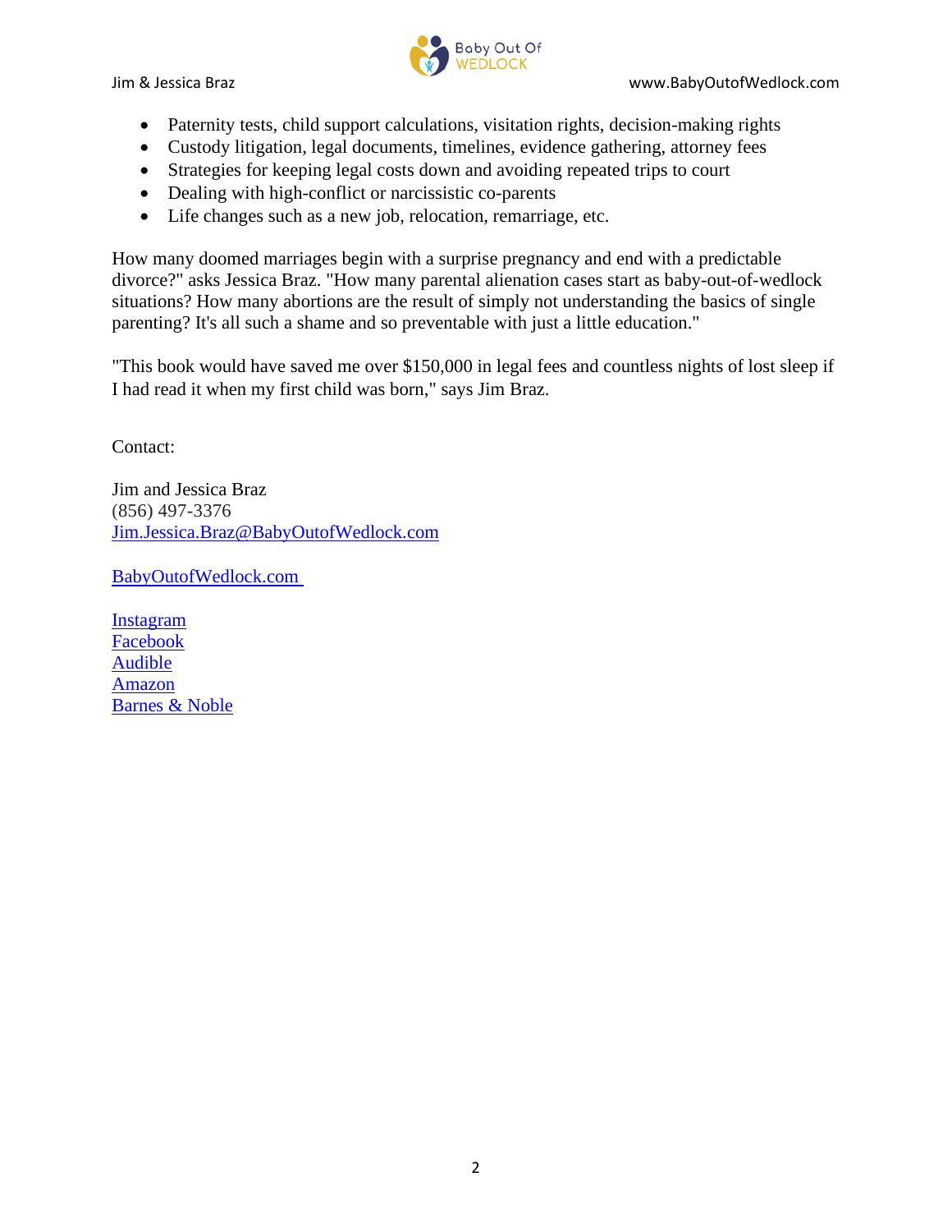- Paternity tests, child support calculations, visitation rights, decision-making rights
- Custody litigation, legal documents, timelines, evidence gathering, attorney fees
- Strategies for keeping legal costs down and avoiding repeated trips to court
- Dealing with high-conflict or narcissistic co-parents
- Life changes such as a new job, relocation, remarriage, etc.

How many doomed marriages begin with a surprise pregnancy and end with a predictable divorce?" asks Jessica Braz. "How many parental alienation cases start as baby-out-of-wedlock situations? How many abortions are the result of simply not understanding the basics of single parenting? It's all such a shame and so preventable with just a little education."

"This book would have saved me over $150,000 in legal fees and countless nights of lost sleep if I had read it when my first child was born," says Jim Braz.

Contact:

Jim and Jessica Braz
(856) 497-3376
Jim.Jessica.Braz@BabyOutofWedlock.com

BabyOutofWedlock.com

Instagram
Facebook
Audible
Amazon
Barnes & Noble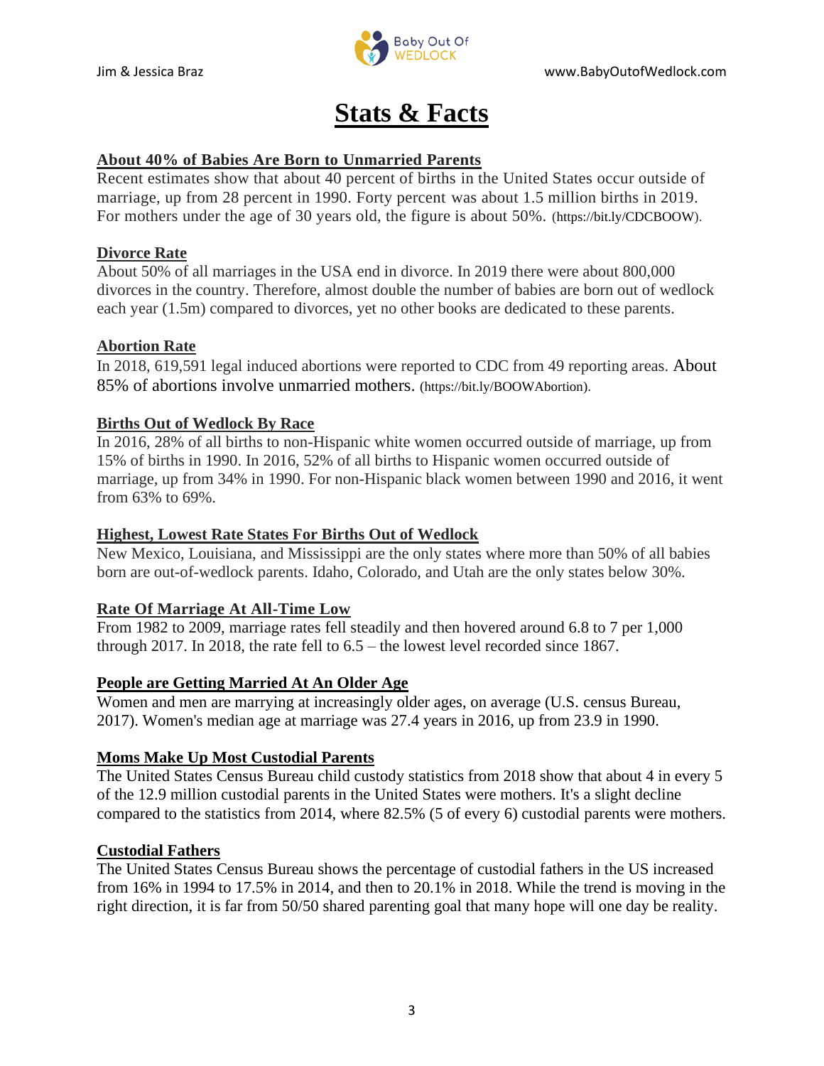# Stats & Facts

## About 40% of Babies Are Born to Unmarried Parents

Recent estimates show that about 40 percent of births in the United States occur outside of marriage, up from 28 percent in 1990. Forty percent was about 1.5 million births in 2019. For mothers under the age of 30 years old, the figure is about 50%. (https://bit.ly/CDCBOOW).

## Divorce Rate

About 50% of all marriages in the USA end in divorce. In 2019 there were about 800,000 divorces in the country. Therefore, almost double the number of babies are born out of wedlock each year (1.5m) compared to divorces, yet no other books are dedicated to these parents.

## Abortion Rate

In 2018, 619,591 legal induced abortions were reported to CDC from 49 reporting areas. About 85% of abortions involve unmarried mothers. (https://bit.ly/BOOWAbortion).

## Births Out of Wedlock By Race

In 2016, 28% of all births to non-Hispanic white women occurred outside of marriage, up from 15% of births in 1990. In 2016, 52% of all births to Hispanic women occurred outside of marriage, up from 34% in 1990. For non-Hispanic black women between 1990 and 2016, it went from 63% to 69%.

## Highest, Lowest Rate States For Births Out of Wedlock

New Mexico, Louisiana, and Mississippi are the only states where more than 50% of all babies born are out-of-wedlock parents. Idaho, Colorado, and Utah are the only states below 30%.

## Rate Of Marriage At All-Time Low

From 1982 to 2009, marriage rates fell steadily and then hovered around 6.8 to 7 per 1,000 through 2017. In 2018, the rate fell to 6.5 – the lowest level recorded since 1867.

## People are Getting Married At An Older Age

Women and men are marrying at increasingly older ages, on average (U.S. census Bureau, 2017). Women's median age at marriage was 27.4 years in 2016, up from 23.9 in 1990.

## Moms Make Up Most Custodial Parents

The United States Census Bureau child custody statistics from 2018 show that about 4 in every 5 of the 12.9 million custodial parents in the United States were mothers. It's a slight decline compared to the statistics from 2014, where 82.5% (5 of every 6) custodial parents were mothers.

## Custodial Fathers

The United States Census Bureau shows the percentage of custodial fathers in the US increased from 16% in 1994 to 17.5% in 2014, and then to 20.1% in 2018. While the trend is moving in the right direction, it is far from 50/50 shared parenting goal that many hope will one day be reality.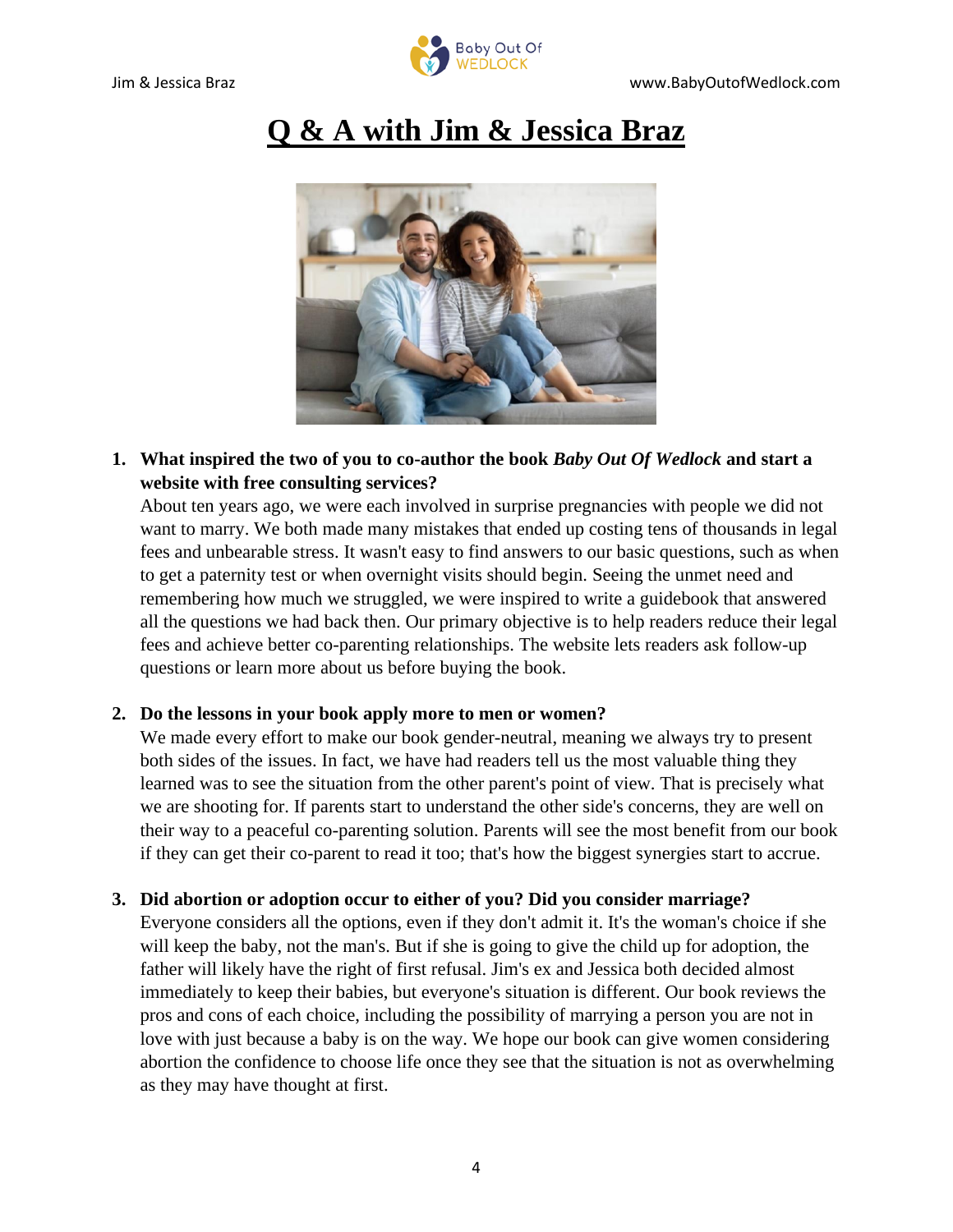# Q & A with Jim & Jessica Braz

1. **What inspired the two of you to co-author the book *Baby Out Of Wedlock* and start a website with free consulting services?**
   About ten years ago, we were each involved in surprise pregnancies with people we did not want to marry. We both made many mistakes that ended up costing tens of thousands in legal fees and unbearable stress. It wasn't easy to find answers to our basic questions, such as when to get a paternity test or when overnight visits should begin. Seeing the unmet need and remembering how much we struggled, we were inspired to write a guidebook that answered all the questions we had back then. Our primary objective is to help readers reduce their legal fees and achieve better co-parenting relationships. The website lets readers ask follow-up questions or learn more about us before buying the book.

2. **Do the lessons in your book apply more to men or women?**
   We made every effort to make our book gender-neutral, meaning we always try to present both sides of the issues. In fact, we have had readers tell us the most valuable thing they learned was to see the situation from the other parent's point of view. That is precisely what we are shooting for. If parents start to understand the other side's concerns, they are well on their way to a peaceful co-parenting solution. Parents will see the most benefit from our book if they can get their co-parent to read it too; that's how the biggest synergies start to accrue.

3. **Did abortion or adoption occur to either of you? Did you consider marriage?**
   Everyone considers all the options, even if they don't admit it. It's the woman's choice if she will keep the baby, not the man's. But if she is going to give the child up for adoption, the father will likely have the right of first refusal. Jim's ex and Jessica both decided almost immediately to keep their babies, but everyone's situation is different. Our book reviews the pros and cons of each choice, including the possibility of marrying a person you are not in love with just because a baby is on the way. We hope our book can give women considering abortion the confidence to choose life once they see that the situation is not as overwhelming as they may have thought at first.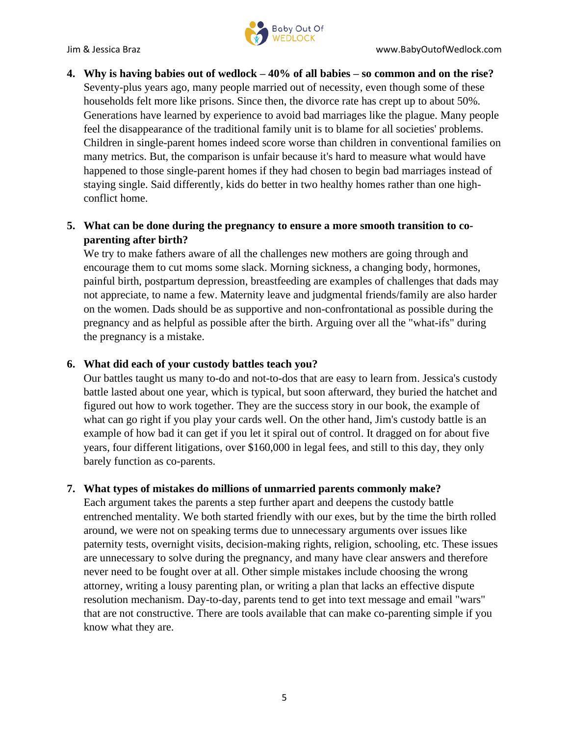4. **Why is having babies out of wedlock – 40% of all babies – so common and on the rise?**
   Seventy-plus years ago, many people married out of necessity, even though some of these households felt more like prisons. Since then, the divorce rate has crept up to about 50%. Generations have learned by experience to avoid bad marriages like the plague. Many people feel the disappearance of the traditional family unit is to blame for all societies' problems. Children in single-parent homes indeed score worse than children in conventional families on many metrics. But, the comparison is unfair because it's hard to measure what would have happened to those single-parent homes if they had chosen to begin bad marriages instead of staying single. Said differently, kids do better in two healthy homes rather than one high-conflict home.

5. **What can be done during the pregnancy to ensure a more smooth transition to co-parenting after birth?**
   We try to make fathers aware of all the challenges new mothers are going through and encourage them to cut moms some slack. Morning sickness, a changing body, hormones, painful birth, postpartum depression, breastfeeding are examples of challenges that dads may not appreciate, to name a few. Maternity leave and judgmental friends/family are also harder on the women. Dads should be as supportive and non-confrontational as possible during the pregnancy and as helpful as possible after the birth. Arguing over all the "what-ifs" during the pregnancy is a mistake.

6. **What did each of your custody battles teach you?**
   Our battles taught us many to-do and not-to-dos that are easy to learn from. Jessica's custody battle lasted about one year, which is typical, but soon afterward, they buried the hatchet and figured out how to work together. They are the success story in our book, the example of what can go right if you play your cards well. On the other hand, Jim's custody battle is an example of how bad it can get if you let it spiral out of control. It dragged on for about five years, four different litigations, over $160,000 in legal fees, and still to this day, they only barely function as co-parents.

7. **What types of mistakes do millions of unmarried parents commonly make?**
   Each argument takes the parents a step further apart and deepens the custody battle entrenched mentality. We both started friendly with our exes, but by the time the birth rolled around, we were not on speaking terms due to unnecessary arguments over issues like paternity tests, overnight visits, decision-making rights, religion, schooling, etc. These issues are unnecessary to solve during the pregnancy, and many have clear answers and therefore never need to be fought over at all. Other simple mistakes include choosing the wrong attorney, writing a lousy parenting plan, or writing a plan that lacks an effective dispute resolution mechanism. Day-to-day, parents tend to get into text message and email "wars" that are not constructive. There are tools available that can make co-parenting simple if you know what they are.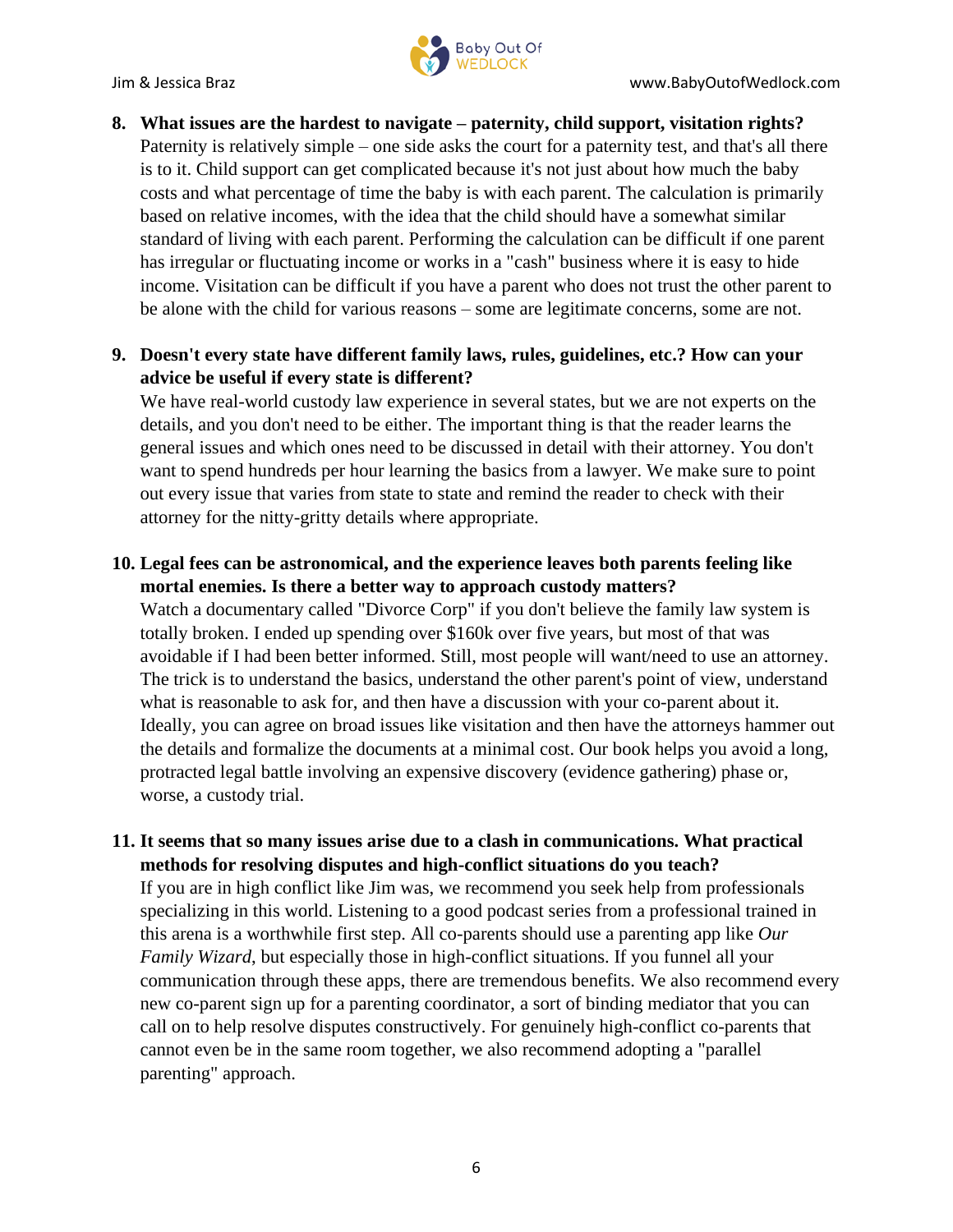8. **What issues are the hardest to navigate – paternity, child support, visitation rights?**
   Paternity is relatively simple – one side asks the court for a paternity test, and that's all there is to it. Child support can get complicated because it's not just about how much the baby costs and what percentage of time the baby is with each parent. The calculation is primarily based on relative incomes, with the idea that the child should have a somewhat similar standard of living with each parent. Performing the calculation can be difficult if one parent has irregular or fluctuating income or works in a "cash" business where it is easy to hide income. Visitation can be difficult if you have a parent who does not trust the other parent to be alone with the child for various reasons – some are legitimate concerns, some are not.

9. **Doesn't every state have different family laws, rules, guidelines, etc.? How can your advice be useful if every state is different?**
   We have real-world custody law experience in several states, but we are not experts on the details, and you don't need to be either. The important thing is that the reader learns the general issues and which ones need to be discussed in detail with their attorney. You don't want to spend hundreds per hour learning the basics from a lawyer. We make sure to point out every issue that varies from state to state and remind the reader to check with their attorney for the nitty-gritty details where appropriate.

10. **Legal fees can be astronomical, and the experience leaves both parents feeling like mortal enemies. Is there a better way to approach custody matters?**
    Watch a documentary called "Divorce Corp" if you don't believe the family law system is totally broken. I ended up spending over $160k over five years, but most of that was avoidable if I had been better informed. Still, most people will want/need to use an attorney. The trick is to understand the basics, understand the other parent's point of view, understand what is reasonable to ask for, and then have a discussion with your co-parent about it. Ideally, you can agree on broad issues like visitation and then have the attorneys hammer out the details and formalize the documents at a minimal cost. Our book helps you avoid a long, protracted legal battle involving an expensive discovery (evidence gathering) phase or, worse, a custody trial.

11. **It seems that so many issues arise due to a clash in communications. What practical methods for resolving disputes and high-conflict situations do you teach?**
    If you are in high conflict like Jim was, we recommend you seek help from professionals specializing in this world. Listening to a good podcast series from a professional trained in this arena is a worthwhile first step. All co-parents should use a parenting app like *Our Family Wizard*, but especially those in high-conflict situations. If you funnel all your communication through these apps, there are tremendous benefits. We also recommend every new co-parent sign up for a parenting coordinator, a sort of binding mediator that you can call on to help resolve disputes constructively. For genuinely high-conflict co-parents that cannot even be in the same room together, we also recommend adopting a "parallel parenting" approach.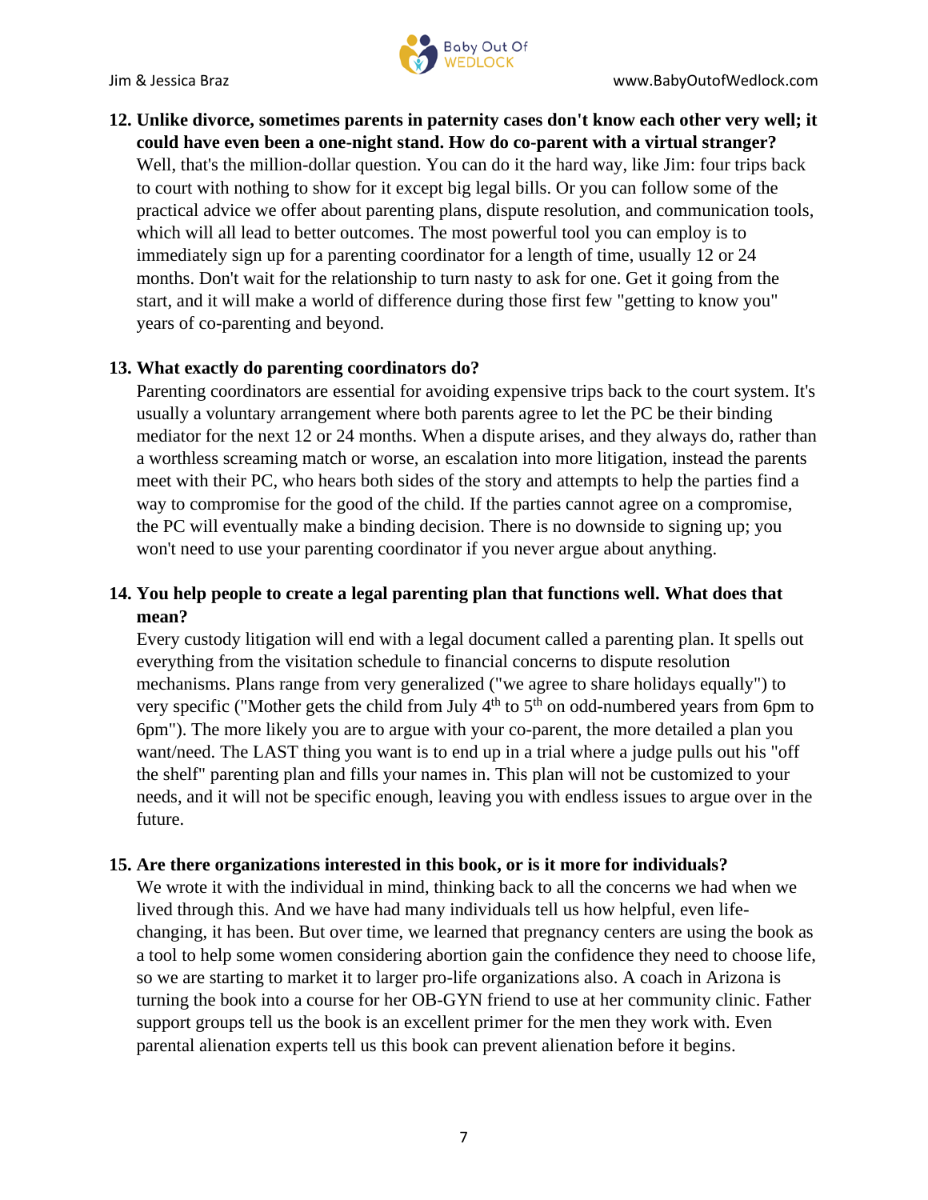**12. Unlike divorce, sometimes parents in paternity cases don't know each other very well; it could have even been a one-night stand. How do co-parent with a virtual stranger?**

Well, that's the million-dollar question. You can do it the hard way, like Jim: four trips back to court with nothing to show for it except big legal bills. Or you can follow some of the practical advice we offer about parenting plans, dispute resolution, and communication tools, which will all lead to better outcomes. The most powerful tool you can employ is to immediately sign up for a parenting coordinator for a length of time, usually 12 or 24 months. Don't wait for the relationship to turn nasty to ask for one. Get it going from the start, and it will make a world of difference during those first few "getting to know you" years of co-parenting and beyond.

**13. What exactly do parenting coordinators do?**

Parenting coordinators are essential for avoiding expensive trips back to the court system. It's usually a voluntary arrangement where both parents agree to let the PC be their binding mediator for the next 12 or 24 months. When a dispute arises, and they always do, rather than a worthless screaming match or worse, an escalation into more litigation, instead the parents meet with their PC, who hears both sides of the story and attempts to help the parties find a way to compromise for the good of the child. If the parties cannot agree on a compromise, the PC will eventually make a binding decision. There is no downside to signing up; you won't need to use your parenting coordinator if you never argue about anything.

**14. You help people to create a legal parenting plan that functions well. What does that mean?**

Every custody litigation will end with a legal document called a parenting plan. It spells out everything from the visitation schedule to financial concerns to dispute resolution mechanisms. Plans range from very generalized ("we agree to share holidays equally") to very specific ("Mother gets the child from July 4th to 5th on odd-numbered years from 6pm to 6pm"). The more likely you are to argue with your co-parent, the more detailed a plan you want/need. The LAST thing you want is to end up in a trial where a judge pulls out his "off the shelf" parenting plan and fills your names in. This plan will not be customized to your needs, and it will not be specific enough, leaving you with endless issues to argue over in the future.

**15. Are there organizations interested in this book, or is it more for individuals?**

We wrote it with the individual in mind, thinking back to all the concerns we had when we lived through this. And we have had many individuals tell us how helpful, even life-changing, it has been. But over time, we learned that pregnancy centers are using the book as a tool to help some women considering abortion gain the confidence they need to choose life, so we are starting to market it to larger pro-life organizations also. A coach in Arizona is turning the book into a course for her OB-GYN friend to use at her community clinic. Father support groups tell us the book is an excellent primer for the men they work with. Even parental alienation experts tell us this book can prevent alienation before it begins.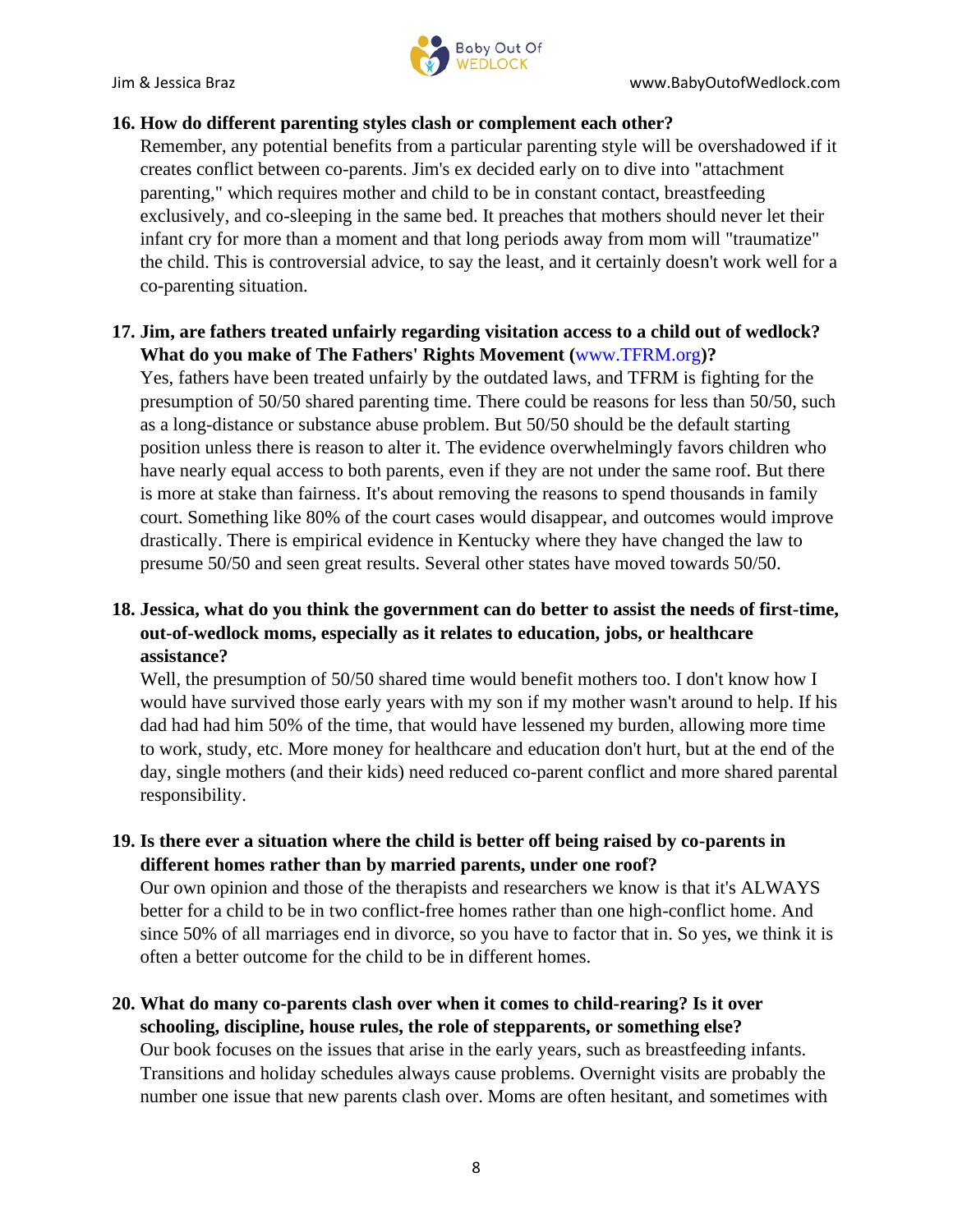**16. How do different parenting styles clash or complement each other?**

Remember, any potential benefits from a particular parenting style will be overshadowed if it creates conflict between co-parents. Jim's ex decided early on to dive into "attachment parenting," which requires mother and child to be in constant contact, breastfeeding exclusively, and co-sleeping in the same bed. It preaches that mothers should never let their infant cry for more than a moment and that long periods away from mom will "traumatize" the child. This is controversial advice, to say the least, and it certainly doesn't work well for a co-parenting situation.

**17. Jim, are fathers treated unfairly regarding visitation access to a child out of wedlock? What do you make of The Fathers' Rights Movement (www.TFRM.org)?**

Yes, fathers have been treated unfairly by the outdated laws, and TFRM is fighting for the presumption of 50/50 shared parenting time. There could be reasons for less than 50/50, such as a long-distance or substance abuse problem. But 50/50 should be the default starting position unless there is reason to alter it. The evidence overwhelmingly favors children who have nearly equal access to both parents, even if they are not under the same roof. But there is more at stake than fairness. It's about removing the reasons to spend thousands in family court. Something like 80% of the court cases would disappear, and outcomes would improve drastically. There is empirical evidence in Kentucky where they have changed the law to presume 50/50 and seen great results. Several other states have moved towards 50/50.

**18. Jessica, what do you think the government can do better to assist the needs of first-time, out-of-wedlock moms, especially as it relates to education, jobs, or healthcare assistance?**

Well, the presumption of 50/50 shared time would benefit mothers too. I don't know how I would have survived those early years with my son if my mother wasn't around to help. If his dad had had him 50% of the time, that would have lessened my burden, allowing more time to work, study, etc. More money for healthcare and education don't hurt, but at the end of the day, single mothers (and their kids) need reduced co-parent conflict and more shared parental responsibility.

**19. Is there ever a situation where the child is better off being raised by co-parents in different homes rather than by married parents, under one roof?**

Our own opinion and those of the therapists and researchers we know is that it's ALWAYS better for a child to be in two conflict-free homes rather than one high-conflict home. And since 50% of all marriages end in divorce, so you have to factor that in. So yes, we think it is often a better outcome for the child to be in different homes.

**20. What do many co-parents clash over when it comes to child-rearing? Is it over schooling, discipline, house rules, the role of stepparents, or something else?**

Our book focuses on the issues that arise in the early years, such as breastfeeding infants. Transitions and holiday schedules always cause problems. Overnight visits are probably the number one issue that new parents clash over. Moms are often hesitant, and sometimes with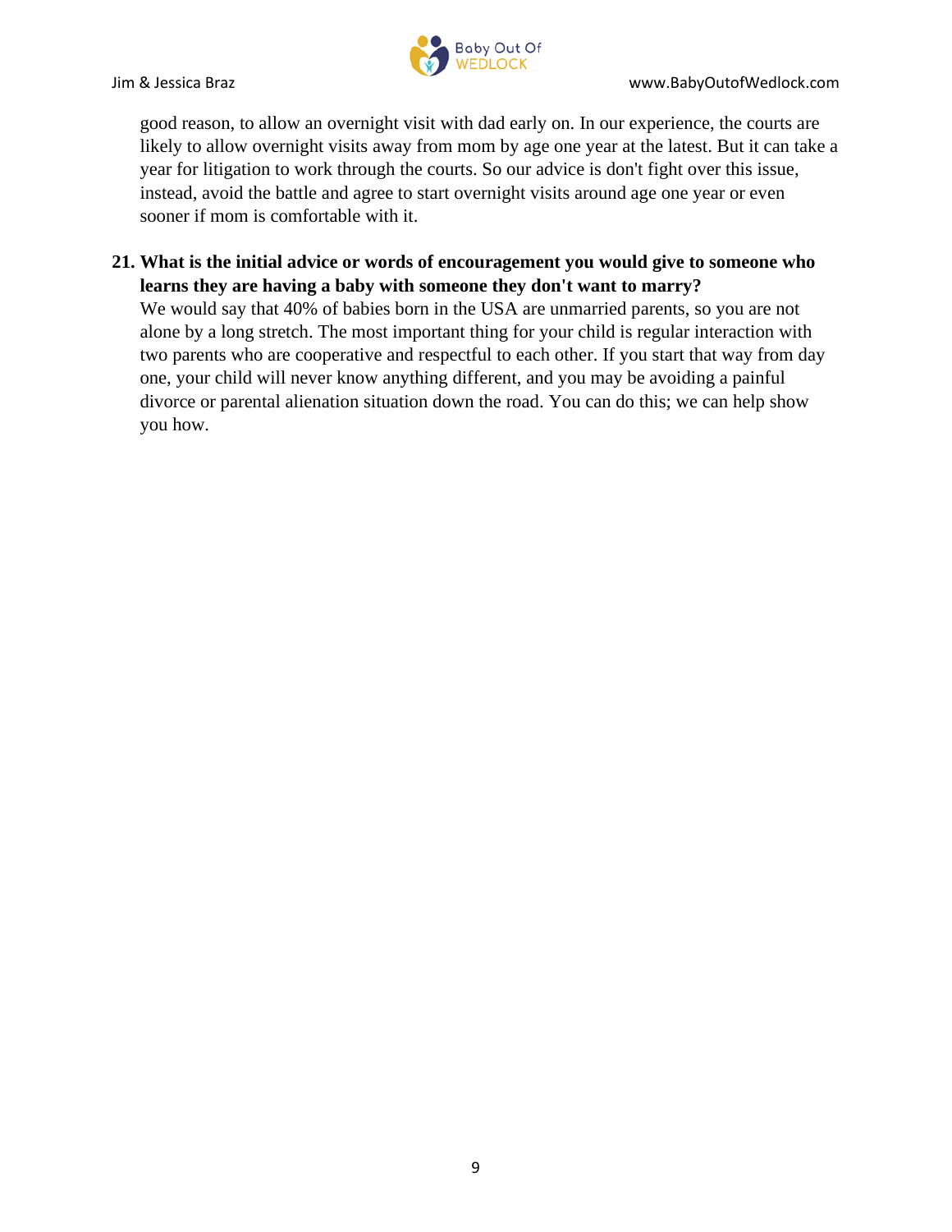good reason, to allow an overnight visit with dad early on. In our experience, the courts are likely to allow overnight visits away from mom by age one year at the latest. But it can take a year for litigation to work through the courts. So our advice is don't fight over this issue, instead, avoid the battle and agree to start overnight visits around age one year or even sooner if mom is comfortable with it.

**21. What is the initial advice or words of encouragement you would give to someone who learns they are having a baby with someone they don't want to marry?**

We would say that 40% of babies born in the USA are unmarried parents, so you are not alone by a long stretch. The most important thing for your child is regular interaction with two parents who are cooperative and respectful to each other. If you start that way from day one, your child will never know anything different, and you may be avoiding a painful divorce or parental alienation situation down the road. You can do this; we can help show you how.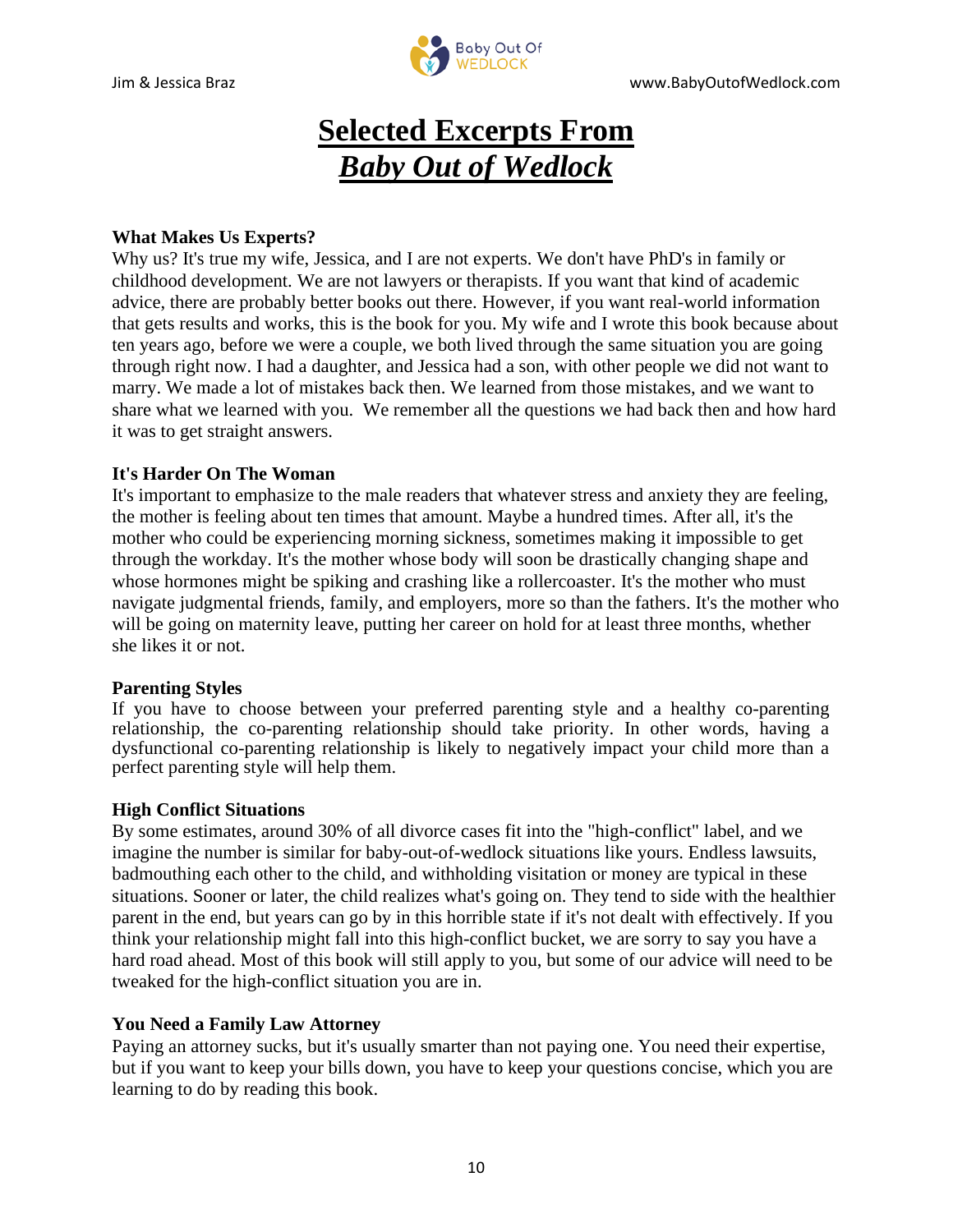# Selected Excerpts From *Baby Out of Wedlock*

**What Makes Us Experts?**

Why us? It's true my wife, Jessica, and I are not experts. We don't have PhD's in family or childhood development. We are not lawyers or therapists. If you want that kind of academic advice, there are probably better books out there. However, if you want real-world information that gets results and works, this is the book for you. My wife and I wrote this book because about ten years ago, before we were a couple, we both lived through the same situation you are going through right now. I had a daughter, and Jessica had a son, with other people we did not want to marry. We made a lot of mistakes back then. We learned from those mistakes, and we want to share what we learned with you. We remember all the questions we had back then and how hard it was to get straight answers.

**It's Harder On The Woman**

It's important to emphasize to the male readers that whatever stress and anxiety they are feeling, the mother is feeling about ten times that amount. Maybe a hundred times. After all, it's the mother who could be experiencing morning sickness, sometimes making it impossible to get through the workday. It's the mother whose body will soon be drastically changing shape and whose hormones might be spiking and crashing like a rollercoaster. It's the mother who must navigate judgmental friends, family, and employers, more so than the fathers. It's the mother who will be going on maternity leave, putting her career on hold for at least three months, whether she likes it or not.

**Parenting Styles**

If you have to choose between your preferred parenting style and a healthy co-parenting relationship, the co-parenting relationship should take priority. In other words, having a dysfunctional co-parenting relationship is likely to negatively impact your child more than a perfect parenting style will help them.

**High Conflict Situations**

By some estimates, around 30% of all divorce cases fit into the "high-conflict" label, and we imagine the number is similar for baby-out-of-wedlock situations like yours. Endless lawsuits, badmouthing each other to the child, and withholding visitation or money are typical in these situations. Sooner or later, the child realizes what's going on. They tend to side with the healthier parent in the end, but years can go by in this horrible state if it's not dealt with effectively. If you think your relationship might fall into this high-conflict bucket, we are sorry to say you have a hard road ahead. Most of this book will still apply to you, but some of our advice will need to be tweaked for the high-conflict situation you are in.

**You Need a Family Law Attorney**

Paying an attorney sucks, but it's usually smarter than not paying one. You need their expertise, but if you want to keep your bills down, you have to keep your questions concise, which you are learning to do by reading this book.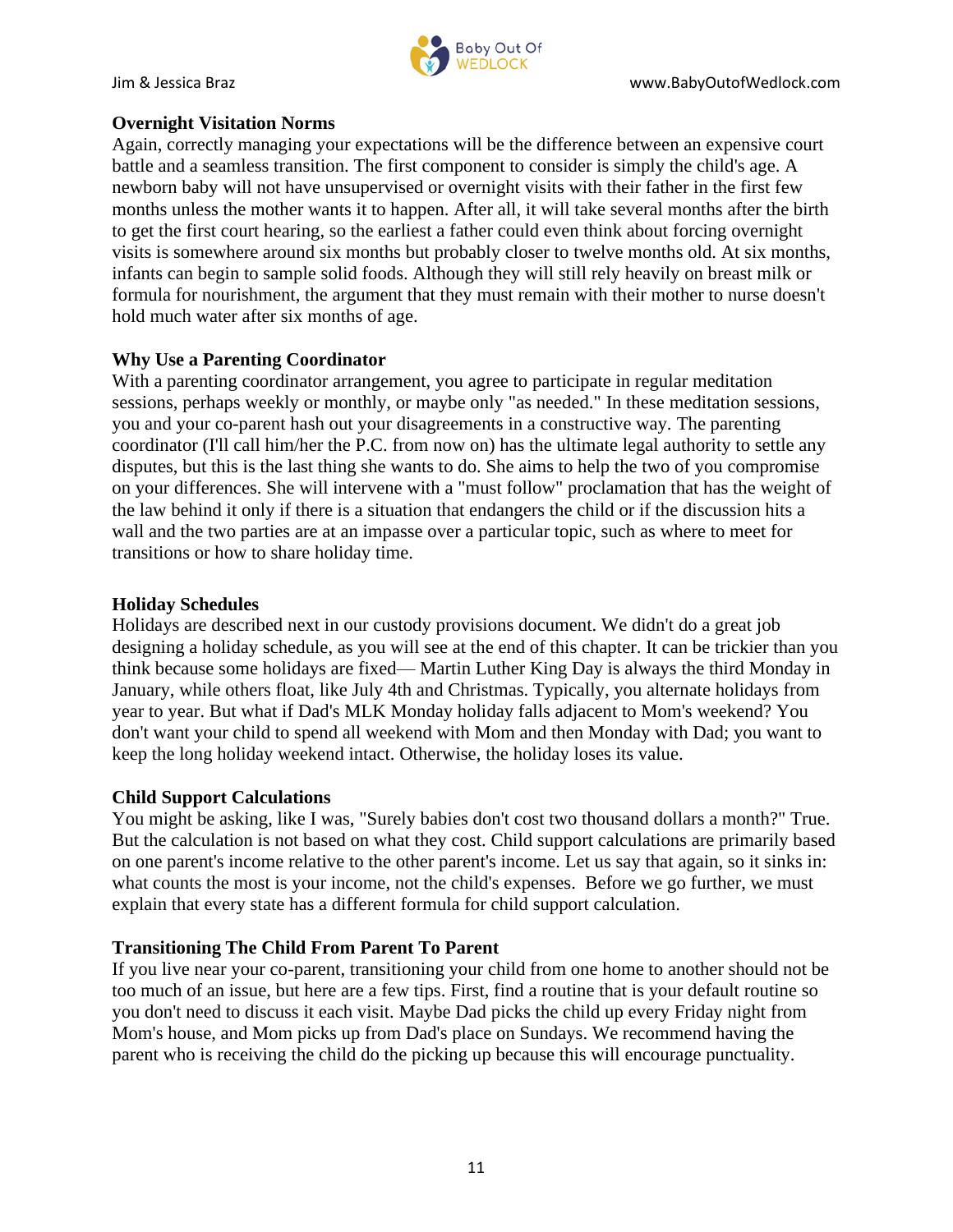**Overnight Visitation Norms**

Again, correctly managing your expectations will be the difference between an expensive court battle and a seamless transition. The first component to consider is simply the child's age. A newborn baby will not have unsupervised or overnight visits with their father in the first few months unless the mother wants it to happen. After all, it will take several months after the birth to get the first court hearing, so the earliest a father could even think about forcing overnight visits is somewhere around six months but probably closer to twelve months old. At six months, infants can begin to sample solid foods. Although they will still rely heavily on breast milk or formula for nourishment, the argument that they must remain with their mother to nurse doesn't hold much water after six months of age.

**Why Use a Parenting Coordinator**

With a parenting coordinator arrangement, you agree to participate in regular meditation sessions, perhaps weekly or monthly, or maybe only "as needed." In these meditation sessions, you and your co-parent hash out your disagreements in a constructive way. The parenting coordinator (I'll call him/her the P.C. from now on) has the ultimate legal authority to settle any disputes, but this is the last thing she wants to do. She aims to help the two of you compromise on your differences. She will intervene with a "must follow" proclamation that has the weight of the law behind it only if there is a situation that endangers the child or if the discussion hits a wall and the two parties are at an impasse over a particular topic, such as where to meet for transitions or how to share holiday time.

**Holiday Schedules**

Holidays are described next in our custody provisions document. We didn't do a great job designing a holiday schedule, as you will see at the end of this chapter. It can be trickier than you think because some holidays are fixed— Martin Luther King Day is always the third Monday in January, while others float, like July 4th and Christmas. Typically, you alternate holidays from year to year. But what if Dad's MLK Monday holiday falls adjacent to Mom's weekend? You don't want your child to spend all weekend with Mom and then Monday with Dad; you want to keep the long holiday weekend intact. Otherwise, the holiday loses its value.

**Child Support Calculations**

You might be asking, like I was, "Surely babies don't cost two thousand dollars a month?" True. But the calculation is not based on what they cost. Child support calculations are primarily based on one parent's income relative to the other parent's income. Let us say that again, so it sinks in: what counts the most is your income, not the child's expenses. Before we go further, we must explain that every state has a different formula for child support calculation.

**Transitioning The Child From Parent To Parent**

If you live near your co-parent, transitioning your child from one home to another should not be too much of an issue, but here are a few tips. First, find a routine that is your default routine so you don't need to discuss it each visit. Maybe Dad picks the child up every Friday night from Mom's house, and Mom picks up from Dad's place on Sundays. We recommend having the parent who is receiving the child do the picking up because this will encourage punctuality.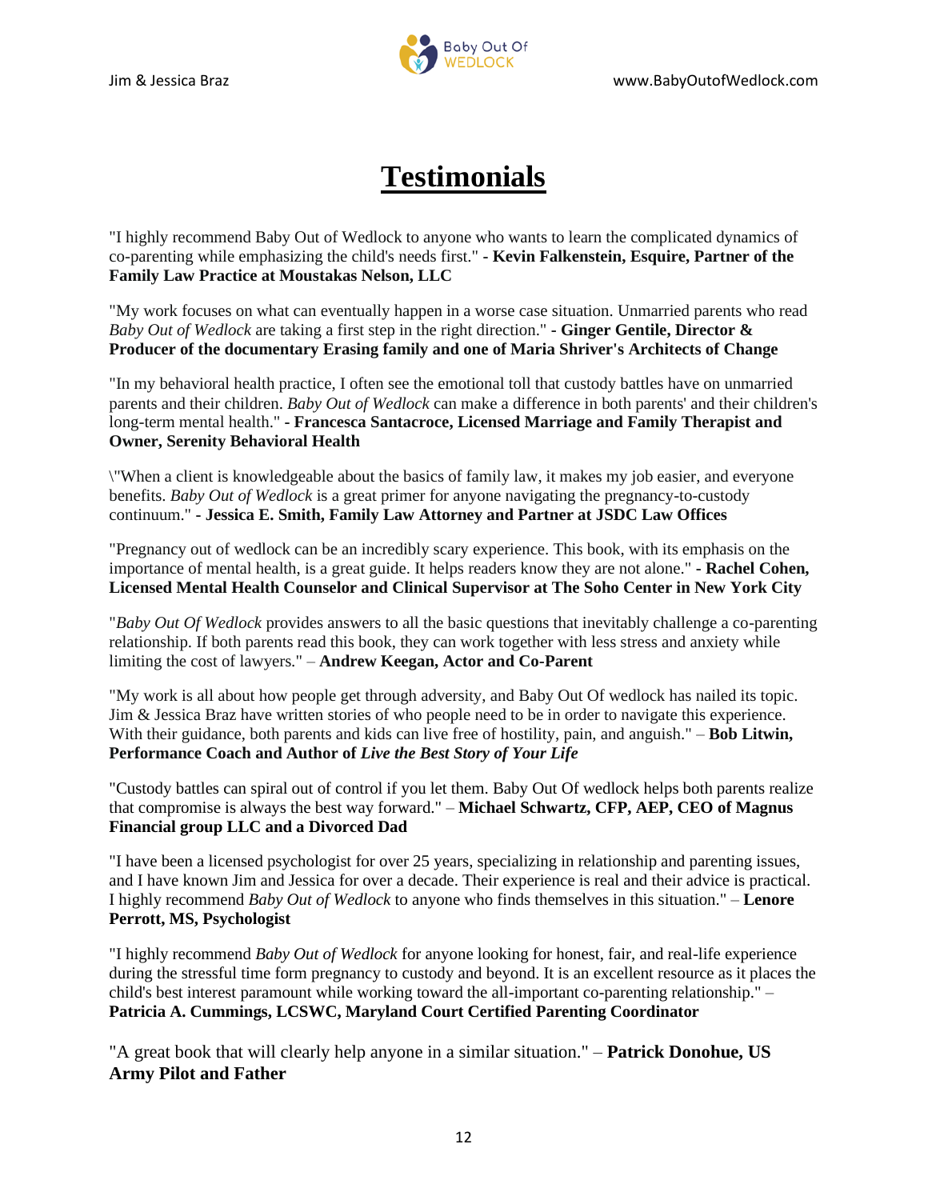# Testimonials

"I highly recommend Baby Out of Wedlock to anyone who wants to learn the complicated dynamics of co-parenting while emphasizing the child's needs first." **- Kevin Falkenstein, Esquire, Partner of the Family Law Practice at Moustakas Nelson, LLC**

"My work focuses on what can eventually happen in a worse case situation. Unmarried parents who read *Baby Out of Wedlock* are taking a first step in the right direction." **- Ginger Gentile, Director & Producer of the documentary Erasing family and one of Maria Shriver's Architects of Change**

"In my behavioral health practice, I often see the emotional toll that custody battles have on unmarried parents and their children. *Baby Out of Wedlock* can make a difference in both parents' and their children's long-term mental health." **- Francesca Santacroce, Licensed Marriage and Family Therapist and Owner, Serenity Behavioral Health**

\"When a client is knowledgeable about the basics of family law, it makes my job easier, and everyone benefits. *Baby Out of Wedlock* is a great primer for anyone navigating the pregnancy-to-custody continuum." - **Jessica E. Smith, Family Law Attorney and Partner at JSDC Law Offices**

"Pregnancy out of wedlock can be an incredibly scary experience. This book, with its emphasis on the importance of mental health, is a great guide. It helps readers know they are not alone." **- Rachel Cohen, Licensed Mental Health Counselor and Clinical Supervisor at The Soho Center in New York City**

"*Baby Out Of Wedlock* provides answers to all the basic questions that inevitably challenge a co-parenting relationship. If both parents read this book, they can work together with less stress and anxiety while limiting the cost of lawyers." – **Andrew Keegan, Actor and Co-Parent**

"My work is all about how people get through adversity, and Baby Out Of wedlock has nailed its topic. Jim & Jessica Braz have written stories of who people need to be in order to navigate this experience. With their guidance, both parents and kids can live free of hostility, pain, and anguish." – **Bob Litwin, Performance Coach and Author of *Live the Best Story of Your Life***

"Custody battles can spiral out of control if you let them. Baby Out Of wedlock helps both parents realize that compromise is always the best way forward." – **Michael Schwartz, CFP, AEP, CEO of Magnus Financial group LLC and a Divorced Dad**

"I have been a licensed psychologist for over 25 years, specializing in relationship and parenting issues, and I have known Jim and Jessica for over a decade. Their experience is real and their advice is practical. I highly recommend *Baby Out of Wedlock* to anyone who finds themselves in this situation." – **Lenore Perrott, MS, Psychologist**

"I highly recommend *Baby Out of Wedlock* for anyone looking for honest, fair, and real-life experience during the stressful time form pregnancy to custody and beyond. It is an excellent resource as it places the child's best interest paramount while working toward the all-important co-parenting relationship." – **Patricia A. Cummings, LCSWC, Maryland Court Certified Parenting Coordinator**

"A great book that will clearly help anyone in a similar situation." – **Patrick Donohue, US Army Pilot and Father**